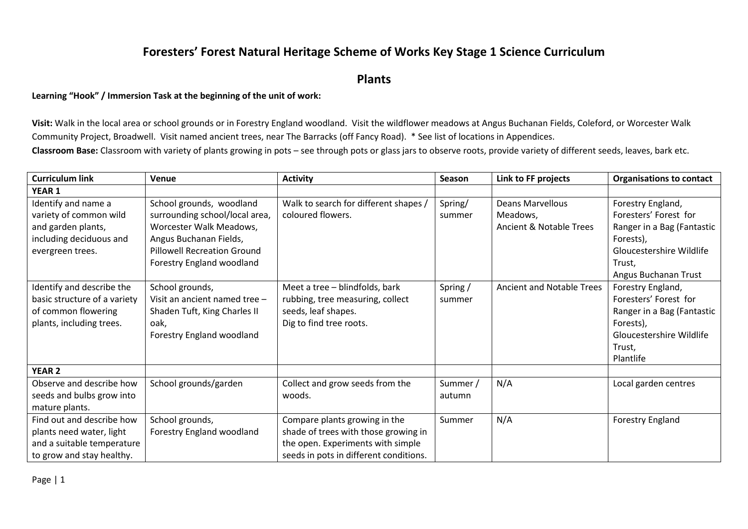# Foresters' Forest Natural Heritage Scheme of Works Key Stage 1 Science Curriculum

## Plants

**Learning "Hook" / Immersion Task at the beginning of the unit of work:**

**Visit:** Walk in the local area or school grounds or in Forestry England woodland. Visit the wildflower meadows at Angus Buchanan Fields, Coleford, or Worcester Walk Community Project, Broadwell. Visit named ancient trees, near The Barracks (off Fancy Road). * See list of locations in Appendices.

**Classroom Base:** Classroom with variety of plants growing in pots – see through pots or glass jars to observe roots, provide variety of different seeds, leaves, bark etc.

| Curriculum link | Venue | Activity | Season | Link to FF projects | Organisations to contact |
|---|---|---|---|---|---|
| **YEAR 1** | | | | | |
| Identify and name a variety of common wild and garden plants, including deciduous and evergreen trees. | School grounds, woodland surrounding school/local area, Worcester Walk Meadows, Angus Buchanan Fields, Pillowell Recreation Ground Forestry England woodland | Walk to search for different shapes / coloured flowers. | Spring/ summer | Deans Marvellous Meadows, Ancient & Notable Trees | Forestry England, Foresters' Forest for Ranger in a Bag (Fantastic Forests), Gloucestershire Wildlife Trust, Angus Buchanan Trust |
| Identify and describe the basic structure of a variety of common flowering plants, including trees. | School grounds, Visit an ancient named tree – Shaden Tuft, King Charles II oak, Forestry England woodland | Meet a tree – blindfolds, bark rubbing, tree measuring, collect seeds, leaf shapes. Dig to find tree roots. | Spring / summer | Ancient and Notable Trees | Forestry England, Foresters' Forest for Ranger in a Bag (Fantastic Forests), Gloucestershire Wildlife Trust, Plantlife |
| **YEAR 2** | | | | | |
| Observe and describe how seeds and bulbs grow into mature plants. | School grounds/garden | Collect and grow seeds from the woods. | Summer / autumn | N/A | Local garden centres |
| Find out and describe how plants need water, light and a suitable temperature to grow and stay healthy. | School grounds, Forestry England woodland | Compare plants growing in the shade of trees with those growing in the open. Experiments with simple seeds in pots in different conditions. | Summer | N/A | Forestry England |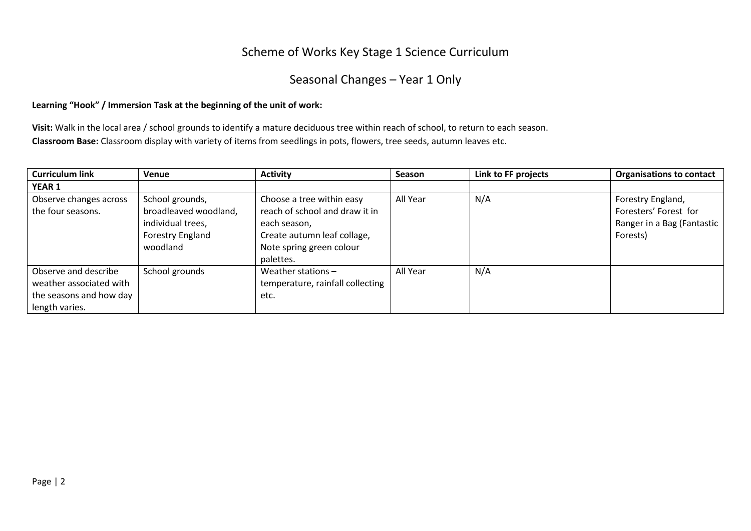# Scheme of Works Key Stage 1 Science Curriculum

## Seasonal Changes – Year 1 Only

**Learning "Hook" / Immersion Task at the beginning of the unit of work:**

**Visit:** Walk in the local area / school grounds to identify a mature deciduous tree within reach of school, to return to each season.
**Classroom Base:** Classroom display with variety of items from seedlings in pots, flowers, tree seeds, autumn leaves etc.

| Curriculum link | Venue | Activity | Season | Link to FF projects | Organisations to contact |
|---|---|---|---|---|---|
| **YEAR 1** | | | | | |
| Observe changes across the four seasons. | School grounds, broadleaved woodland, individual trees, Forestry England woodland | Choose a tree within easy reach of school and draw it in each season, Create autumn leaf collage, Note spring green colour palettes. | All Year | N/A | Forestry England, Foresters' Forest for Ranger in a Bag (Fantastic Forests) |
| Observe and describe weather associated with the seasons and how day length varies. | School grounds | Weather stations – temperature, rainfall collecting etc. | All Year | N/A | |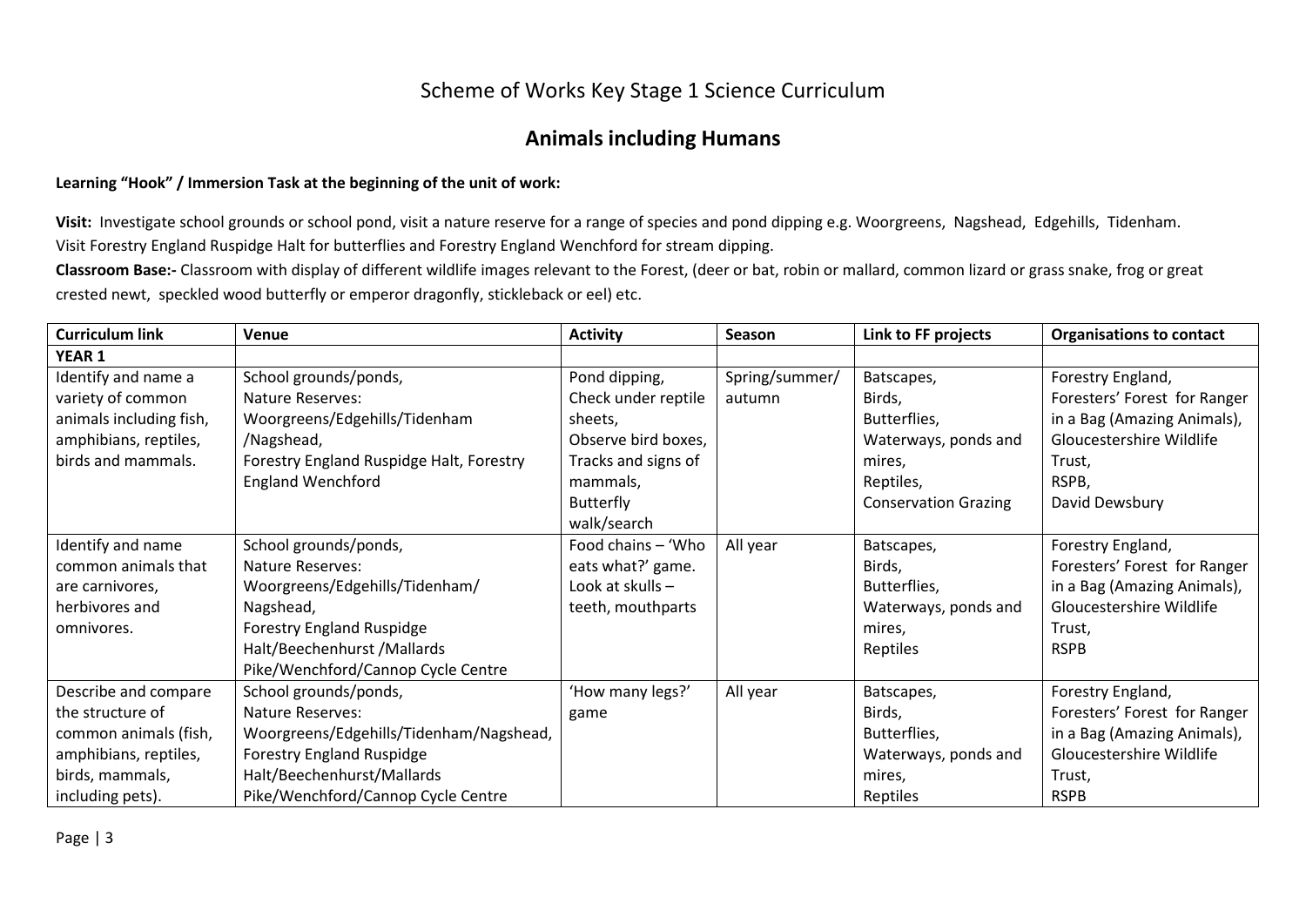# Scheme of Works Key Stage 1 Science Curriculum

## Animals including Humans

**Learning "Hook" / Immersion Task at the beginning of the unit of work:**

**Visit:** Investigate school grounds or school pond, visit a nature reserve for a range of species and pond dipping e.g. Woorgreens, Nagshead, Edgehills, Tidenham. Visit Forestry England Ruspidge Halt for butterflies and Forestry England Wenchford for stream dipping.

**Classroom Base:-** Classroom with display of different wildlife images relevant to the Forest, (deer or bat, robin or mallard, common lizard or grass snake, frog or great crested newt, speckled wood butterfly or emperor dragonfly, stickleback or eel) etc.

| Curriculum link | Venue | Activity | Season | Link to FF projects | Organisations to contact |
|---|---|---|---|---|---|
| **YEAR 1** | | | | | |
| Identify and name a variety of common animals including fish, amphibians, reptiles, birds and mammals. | School grounds/ponds, Nature Reserves: Woorgreens/Edgehills/Tidenham /Nagshead, Forestry England Ruspidge Halt, Forestry England Wenchford | Pond dipping, Check under reptile sheets, Observe bird boxes, Tracks and signs of mammals, Butterfly walk/search | Spring/summer/ autumn | Batscapes, Birds, Butterflies, Waterways, ponds and mires, Reptiles, Conservation Grazing | Forestry England, Foresters' Forest for Ranger in a Bag (Amazing Animals), Gloucestershire Wildlife Trust, RSPB, David Dewsbury |
| Identify and name common animals that are carnivores, herbivores and omnivores. | School grounds/ponds, Nature Reserves: Woorgreens/Edgehills/Tidenham/ Nagshead, Forestry England Ruspidge Halt/Beechenhurst /Mallards Pike/Wenchford/Cannop Cycle Centre | Food chains – 'Who eats what?' game. Look at skulls – teeth, mouthparts | All year | Batscapes, Birds, Butterflies, Waterways, ponds and mires, Reptiles | Forestry England, Foresters' Forest for Ranger in a Bag (Amazing Animals), Gloucestershire Wildlife Trust, RSPB |
| Describe and compare the structure of common animals (fish, amphibians, reptiles, birds, mammals, including pets). | School grounds/ponds, Nature Reserves: Woorgreens/Edgehills/Tidenham/Nagshead, Forestry England Ruspidge Halt/Beechenhurst/Mallards Pike/Wenchford/Cannop Cycle Centre | 'How many legs?' game | All year | Batscapes, Birds, Butterflies, Waterways, ponds and mires, Reptiles | Forestry England, Foresters' Forest for Ranger in a Bag (Amazing Animals), Gloucestershire Wildlife Trust, RSPB |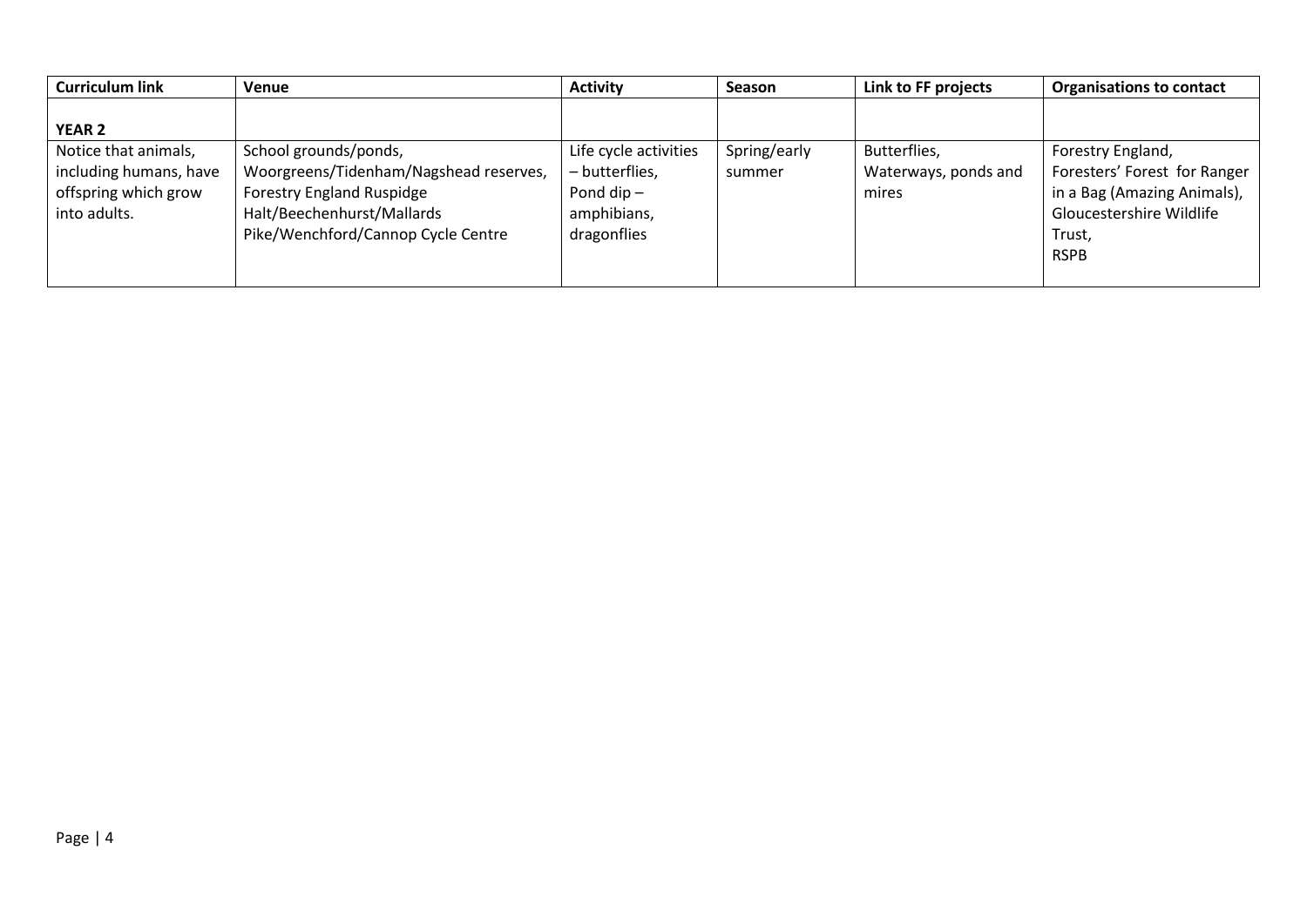| Curriculum link | Venue | Activity | Season | Link to FF projects | Organisations to contact |
|---|---|---|---|---|---|
| **YEAR 2** | | | | | |
| Notice that animals, including humans, have offspring which grow into adults. | School grounds/ponds, Woorgreens/Tidenham/Nagshead reserves, Forestry England Ruspidge Halt/Beechenhurst/Mallards Pike/Wenchford/Cannop Cycle Centre | Life cycle activities – butterflies, Pond dip – amphibians, dragonflies | Spring/early summer | Butterflies, Waterways, ponds and mires | Forestry England, Foresters' Forest for Ranger in a Bag (Amazing Animals), Gloucestershire Wildlife Trust, RSPB |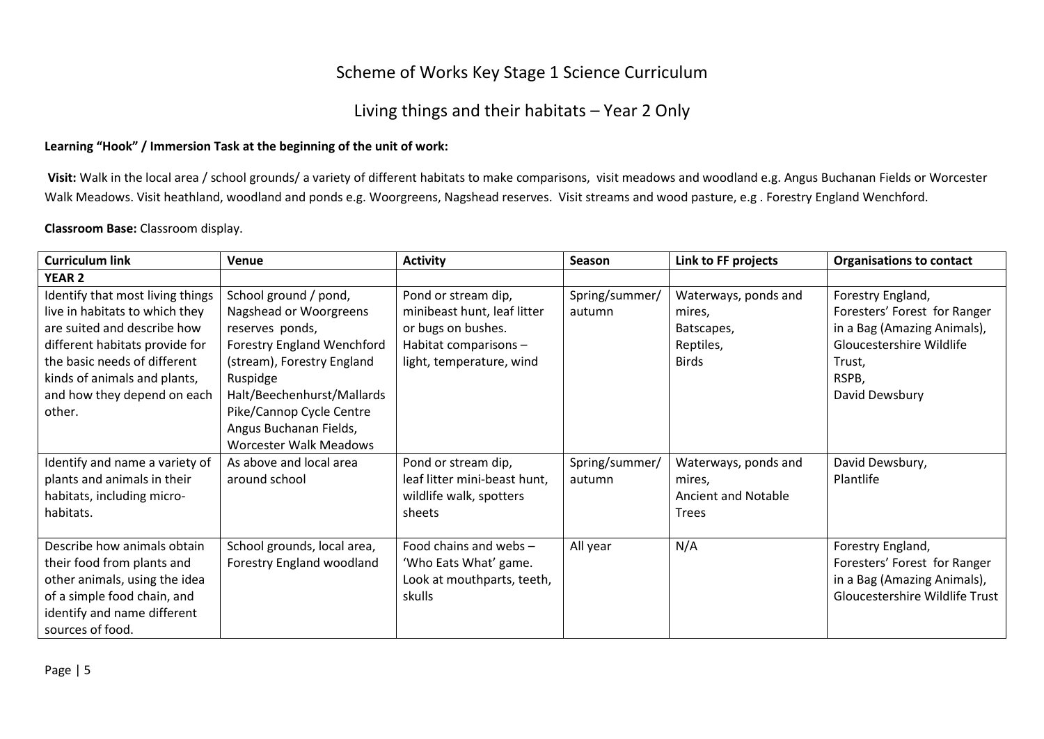# Scheme of Works Key Stage 1 Science Curriculum

## Living things and their habitats – Year 2 Only

**Learning "Hook" / Immersion Task at the beginning of the unit of work:**

**Visit:** Walk in the local area / school grounds/ a variety of different habitats to make comparisons, visit meadows and woodland e.g. Angus Buchanan Fields or Worcester Walk Meadows. Visit heathland, woodland and ponds e.g. Woorgreens, Nagshead reserves. Visit streams and wood pasture, e.g . Forestry England Wenchford.

**Classroom Base:** Classroom display.

| Curriculum link | Venue | Activity | Season | Link to FF projects | Organisations to contact |
|---|---|---|---|---|---|
| **YEAR 2** | | | | | |
| Identify that most living things live in habitats to which they are suited and describe how different habitats provide for the basic needs of different kinds of animals and plants, and how they depend on each other. | School ground / pond, Nagshead or Woorgreens reserves ponds, Forestry England Wenchford (stream), Forestry England Ruspidge Halt/Beechenhurst/Mallards Pike/Cannop Cycle Centre Angus Buchanan Fields, Worcester Walk Meadows | Pond or stream dip, minibeast hunt, leaf litter or bugs on bushes. Habitat comparisons – light, temperature, wind | Spring/summer/ autumn | Waterways, ponds and mires, Batscapes, Reptiles, Birds | Forestry England, Foresters' Forest for Ranger in a Bag (Amazing Animals), Gloucestershire Wildlife Trust, RSPB, David Dewsbury |
| Identify and name a variety of plants and animals in their habitats, including micro-habitats. | As above and local area around school | Pond or stream dip, leaf litter mini-beast hunt, wildlife walk, spotters sheets | Spring/summer/ autumn | Waterways, ponds and mires, Ancient and Notable Trees | David Dewsbury, Plantlife |
| Describe how animals obtain their food from plants and other animals, using the idea of a simple food chain, and identify and name different sources of food. | School grounds, local area, Forestry England woodland | Food chains and webs – 'Who Eats What' game. Look at mouthparts, teeth, skulls | All year | N/A | Forestry England, Foresters' Forest for Ranger in a Bag (Amazing Animals), Gloucestershire Wildlife Trust |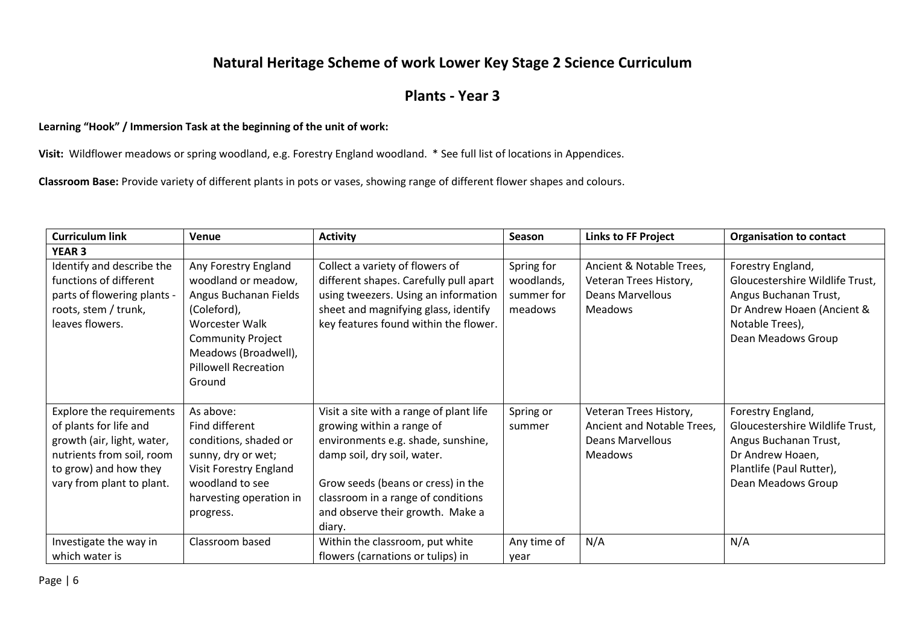# Natural Heritage Scheme of work Lower Key Stage 2 Science Curriculum

## Plants - Year 3

**Learning "Hook" / Immersion Task at the beginning of the unit of work:**

**Visit:** Wildflower meadows or spring woodland, e.g. Forestry England woodland. * See full list of locations in Appendices.

**Classroom Base:** Provide variety of different plants in pots or vases, showing range of different flower shapes and colours.

| Curriculum link | Venue | Activity | Season | Links to FF Project | Organisation to contact |
|---|---|---|---|---|---|
| **YEAR 3** | | | | | |
| Identify and describe the functions of different parts of flowering plants - roots, stem / trunk, leaves flowers. | Any Forestry England woodland or meadow, Angus Buchanan Fields (Coleford), Worcester Walk Community Project Meadows (Broadwell), Pillowell Recreation Ground | Collect a variety of flowers of different shapes. Carefully pull apart using tweezers. Using an information sheet and magnifying glass, identify key features found within the flower. | Spring for woodlands, summer for meadows | Ancient & Notable Trees, Veteran Trees History, Deans Marvellous Meadows | Forestry England, Gloucestershire Wildlife Trust, Angus Buchanan Trust, Dr Andrew Hoaen (Ancient & Notable Trees), Dean Meadows Group |
| Explore the requirements of plants for life and growth (air, light, water, nutrients from soil, room to grow) and how they vary from plant to plant. | As above: Find different conditions, shaded or sunny, dry or wet; Visit Forestry England woodland to see harvesting operation in progress. | Visit a site with a range of plant life growing within a range of environments e.g. shade, sunshine, damp soil, dry soil, water.<br><br>Grow seeds (beans or cress) in the classroom in a range of conditions and observe their growth. Make a diary. | Spring or summer | Veteran Trees History, Ancient and Notable Trees, Deans Marvellous Meadows | Forestry England, Gloucestershire Wildlife Trust, Angus Buchanan Trust, Dr Andrew Hoaen, Plantlife (Paul Rutter), Dean Meadows Group |
| Investigate the way in which water is | Classroom based | Within the classroom, put white flowers (carnations or tulips) in | Any time of year | N/A | N/A |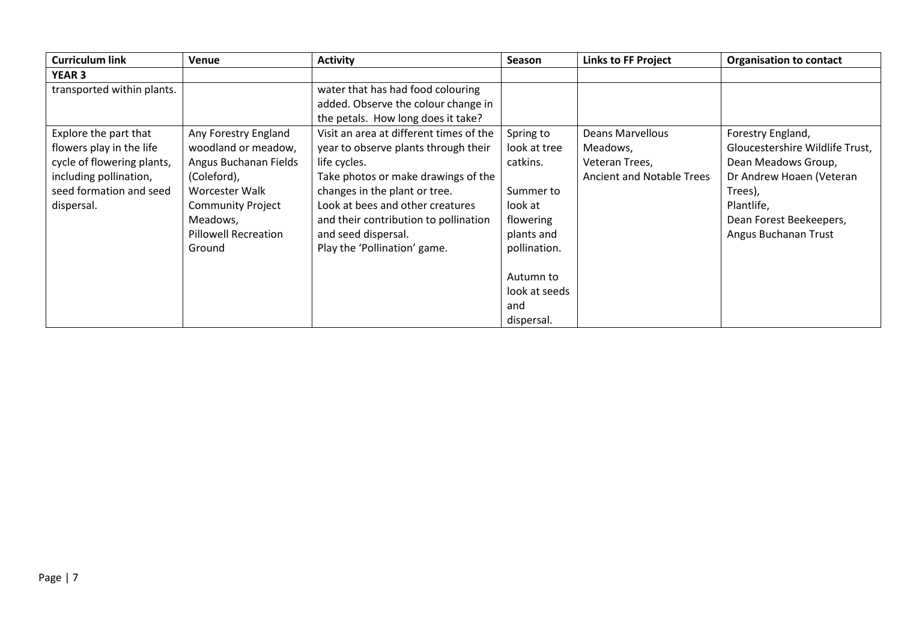| Curriculum link | Venue | Activity | Season | Links to FF Project | Organisation to contact |
|---|---|---|---|---|---|
| **YEAR 3** | | | | | |
| transported within plants. | | water that has had food colouring added. Observe the colour change in the petals. How long does it take? | | | |
| Explore the part that flowers play in the life cycle of flowering plants, including pollination, seed formation and seed dispersal. | Any Forestry England woodland or meadow, Angus Buchanan Fields (Coleford), Worcester Walk Community Project Meadows, Pillowell Recreation Ground | Visit an area at different times of the year to observe plants through their life cycles. Take photos or make drawings of the changes in the plant or tree. Look at bees and other creatures and their contribution to pollination and seed dispersal. Play the 'Pollination' game. | Spring to look at tree catkins. Summer to look at flowering plants and pollination. Autumn to look at seeds and dispersal. | Deans Marvellous Meadows, Veteran Trees, Ancient and Notable Trees | Forestry England, Gloucestershire Wildlife Trust, Dean Meadows Group, Dr Andrew Hoaen (Veteran Trees), Plantlife, Dean Forest Beekeepers, Angus Buchanan Trust |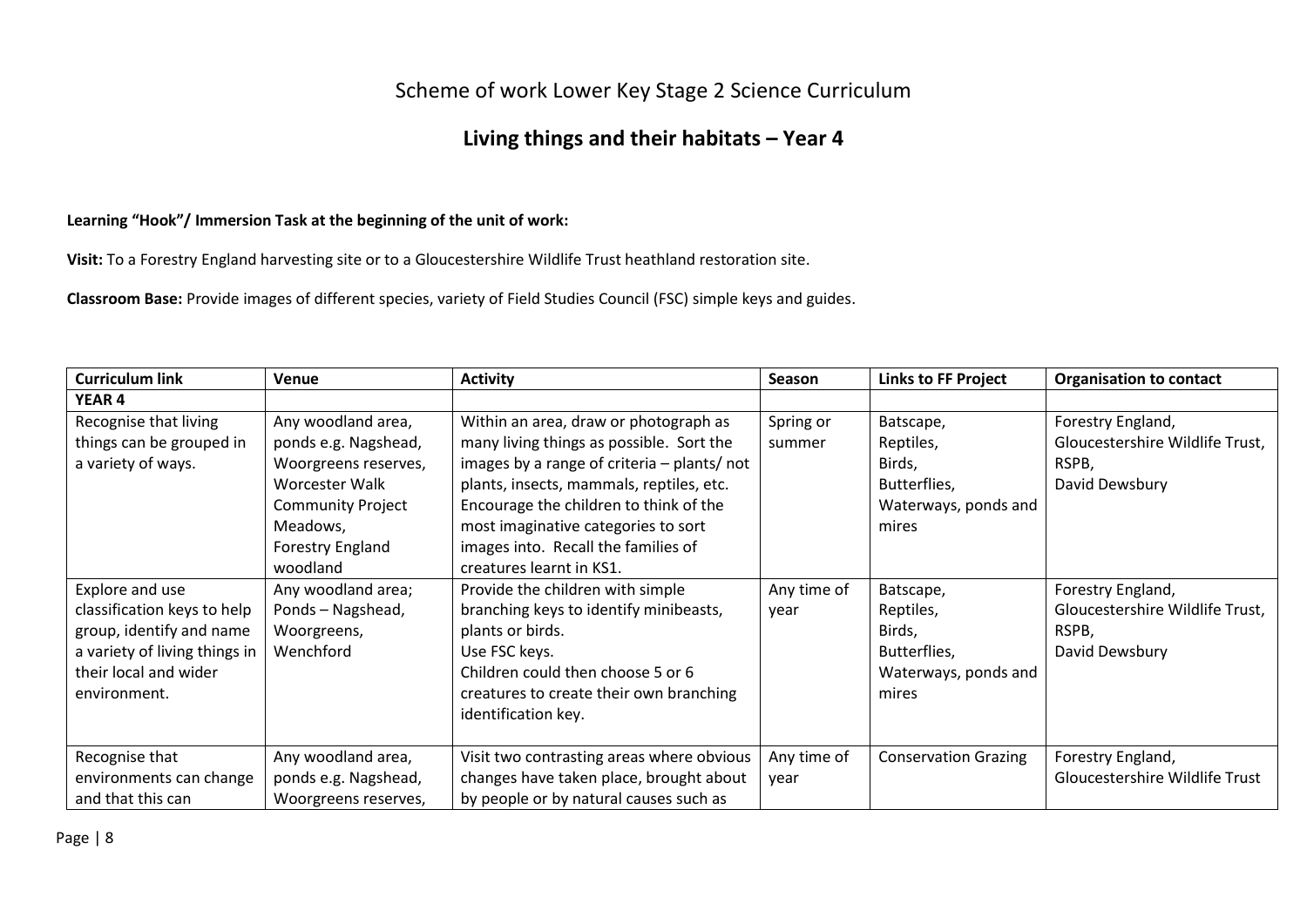# Scheme of work Lower Key Stage 2 Science Curriculum

## Living things and their habitats – Year 4

**Learning "Hook"/ Immersion Task at the beginning of the unit of work:**

**Visit:** To a Forestry England harvesting site or to a Gloucestershire Wildlife Trust heathland restoration site.

**Classroom Base:** Provide images of different species, variety of Field Studies Council (FSC) simple keys and guides.

| Curriculum link | Venue | Activity | Season | Links to FF Project | Organisation to contact |
|---|---|---|---|---|---|
| **YEAR 4** | | | | | |
| Recognise that living things can be grouped in a variety of ways. | Any woodland area, ponds e.g. Nagshead, Woorgreens reserves, Worcester Walk Community Project Meadows, Forestry England woodland | Within an area, draw or photograph as many living things as possible. Sort the images by a range of criteria – plants/ not plants, insects, mammals, reptiles, etc. Encourage the children to think of the most imaginative categories to sort images into. Recall the families of creatures learnt in KS1. | Spring or summer | Batscape, Reptiles, Birds, Butterflies, Waterways, ponds and mires | Forestry England, Gloucestershire Wildlife Trust, RSPB, David Dewsbury |
| Explore and use classification keys to help group, identify and name a variety of living things in their local and wider environment. | Any woodland area; Ponds – Nagshead, Woorgreens, Wenchford | Provide the children with simple branching keys to identify minibeasts, plants or birds. Use FSC keys. Children could then choose 5 or 6 creatures to create their own branching identification key. | Any time of year | Batscape, Reptiles, Birds, Butterflies, Waterways, ponds and mires | Forestry England, Gloucestershire Wildlife Trust, RSPB, David Dewsbury |
| Recognise that environments can change and that this can | Any woodland area, ponds e.g. Nagshead, Woorgreens reserves, | Visit two contrasting areas where obvious changes have taken place, brought about by people or by natural causes such as | Any time of year | Conservation Grazing | Forestry England, Gloucestershire Wildlife Trust |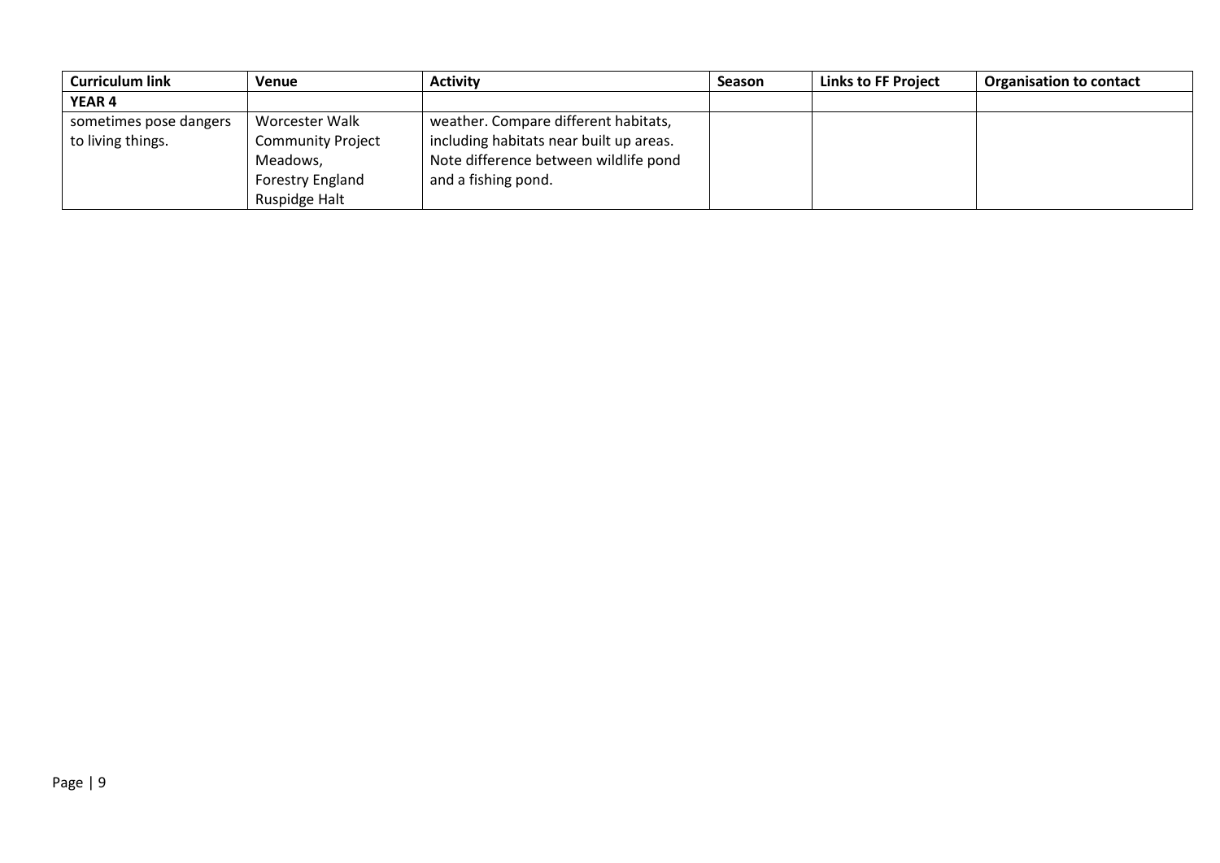| Curriculum link | Venue | Activity | Season | Links to FF Project | Organisation to contact |
|---|---|---|---|---|---|
| **YEAR 4** | | | | | |
| sometimes pose dangers to living things. | Worcester Walk Community Project Meadows, Forestry England Ruspidge Halt | weather. Compare different habitats, including habitats near built up areas. Note difference between wildlife pond and a fishing pond. | | | |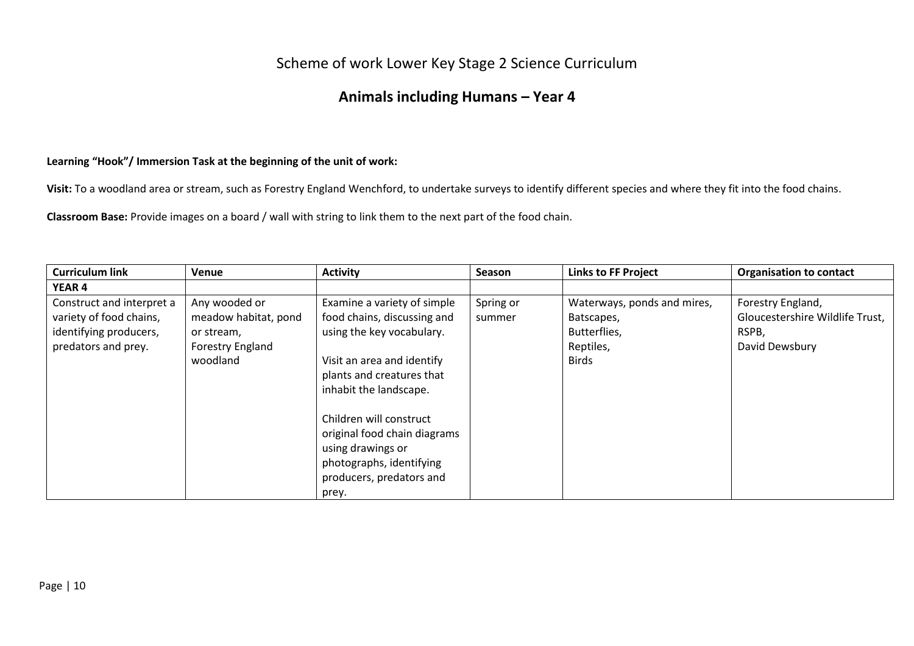# Scheme of work Lower Key Stage 2 Science Curriculum

## Animals including Humans – Year 4

**Learning "Hook"/ Immersion Task at the beginning of the unit of work:**

**Visit:** To a woodland area or stream, such as Forestry England Wenchford, to undertake surveys to identify different species and where they fit into the food chains.

**Classroom Base:** Provide images on a board / wall with string to link them to the next part of the food chain.

| Curriculum link | Venue | Activity | Season | Links to FF Project | Organisation to contact |
|---|---|---|---|---|---|
| **YEAR 4** | | | | | |
| Construct and interpret a variety of food chains, identifying producers, predators and prey. | Any wooded or meadow habitat, pond or stream, Forestry England woodland | Examine a variety of simple food chains, discussing and using the key vocabulary.<br><br>Visit an area and identify plants and creatures that inhabit the landscape.<br><br>Children will construct original food chain diagrams using drawings or photographs, identifying producers, predators and prey. | Spring or summer | Waterways, ponds and mires,<br>Batscapes,<br>Butterflies,<br>Reptiles,<br>Birds | Forestry England,<br>Gloucestershire Wildlife Trust,<br>RSPB,<br>David Dewsbury |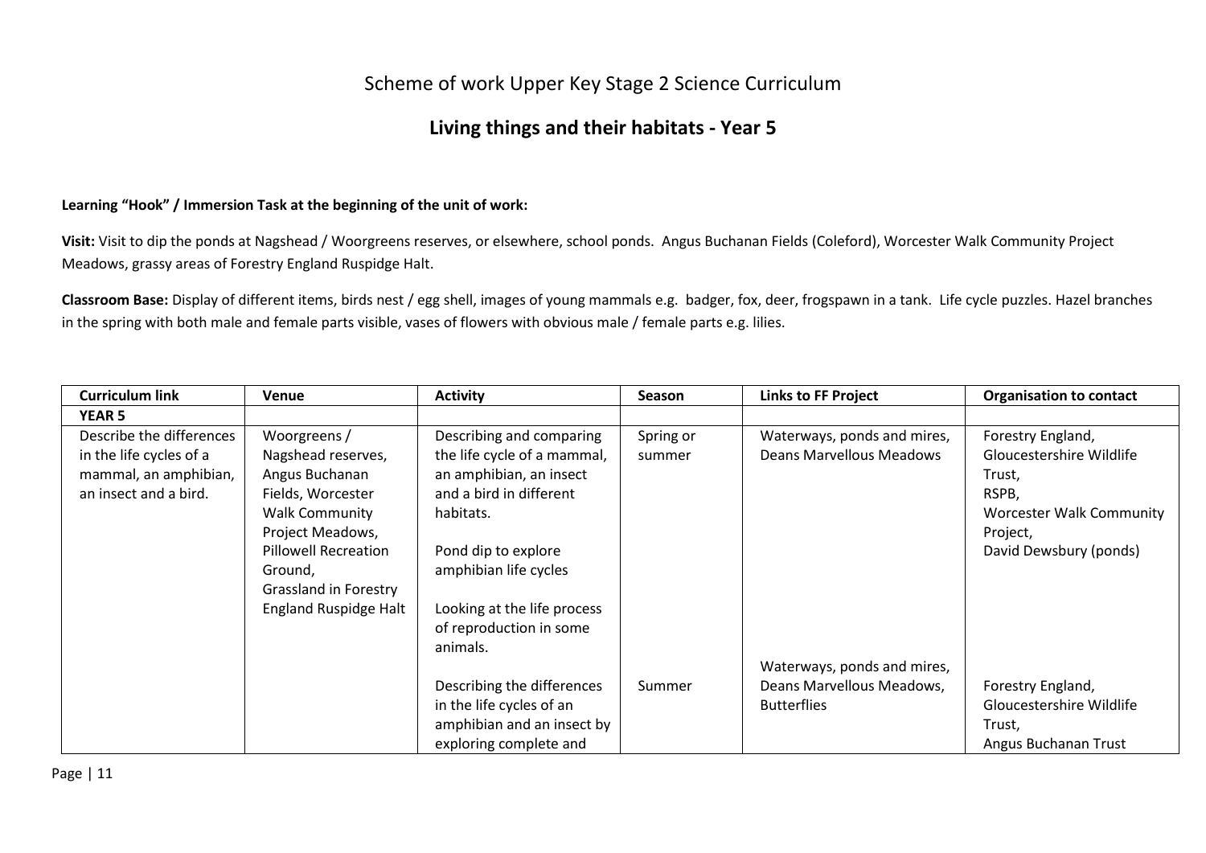Scheme of work Upper Key Stage 2 Science Curriculum

## Living things and their habitats - Year 5

**Learning "Hook" / Immersion Task at the beginning of the unit of work:**

**Visit:** Visit to dip the ponds at Nagshead / Woorgreens reserves, or elsewhere, school ponds. Angus Buchanan Fields (Coleford), Worcester Walk Community Project Meadows, grassy areas of Forestry England Ruspidge Halt.

**Classroom Base:** Display of different items, birds nest / egg shell, images of young mammals e.g. badger, fox, deer, frogspawn in a tank. Life cycle puzzles. Hazel branches in the spring with both male and female parts visible, vases of flowers with obvious male / female parts e.g. lilies.

| Curriculum link | Venue | Activity | Season | Links to FF Project | Organisation to contact |
|---|---|---|---|---|---|
| **YEAR 5** | | | | | |
| Describe the differences in the life cycles of a mammal, an amphibian, an insect and a bird. | Woorgreens / Nagshead reserves, Angus Buchanan Fields, Worcester Walk Community Project Meadows, Pillowell Recreation Ground, Grassland in Forestry England Ruspidge Halt | Describing and comparing the life cycle of a mammal, an amphibian, an insect and a bird in different habitats.<br><br>Pond dip to explore amphibian life cycles<br><br>Looking at the life process of reproduction in some animals. | Spring or summer | Waterways, ponds and mires, Deans Marvellous Meadows | Forestry England, Gloucestershire Wildlife Trust, RSPB, Worcester Walk Community Project, David Dewsbury (ponds) |
| | | Describing the differences in the life cycles of an amphibian and an insect by exploring complete and | Summer | Waterways, ponds and mires, Deans Marvellous Meadows, Butterflies | Forestry England, Gloucestershire Wildlife Trust, Angus Buchanan Trust |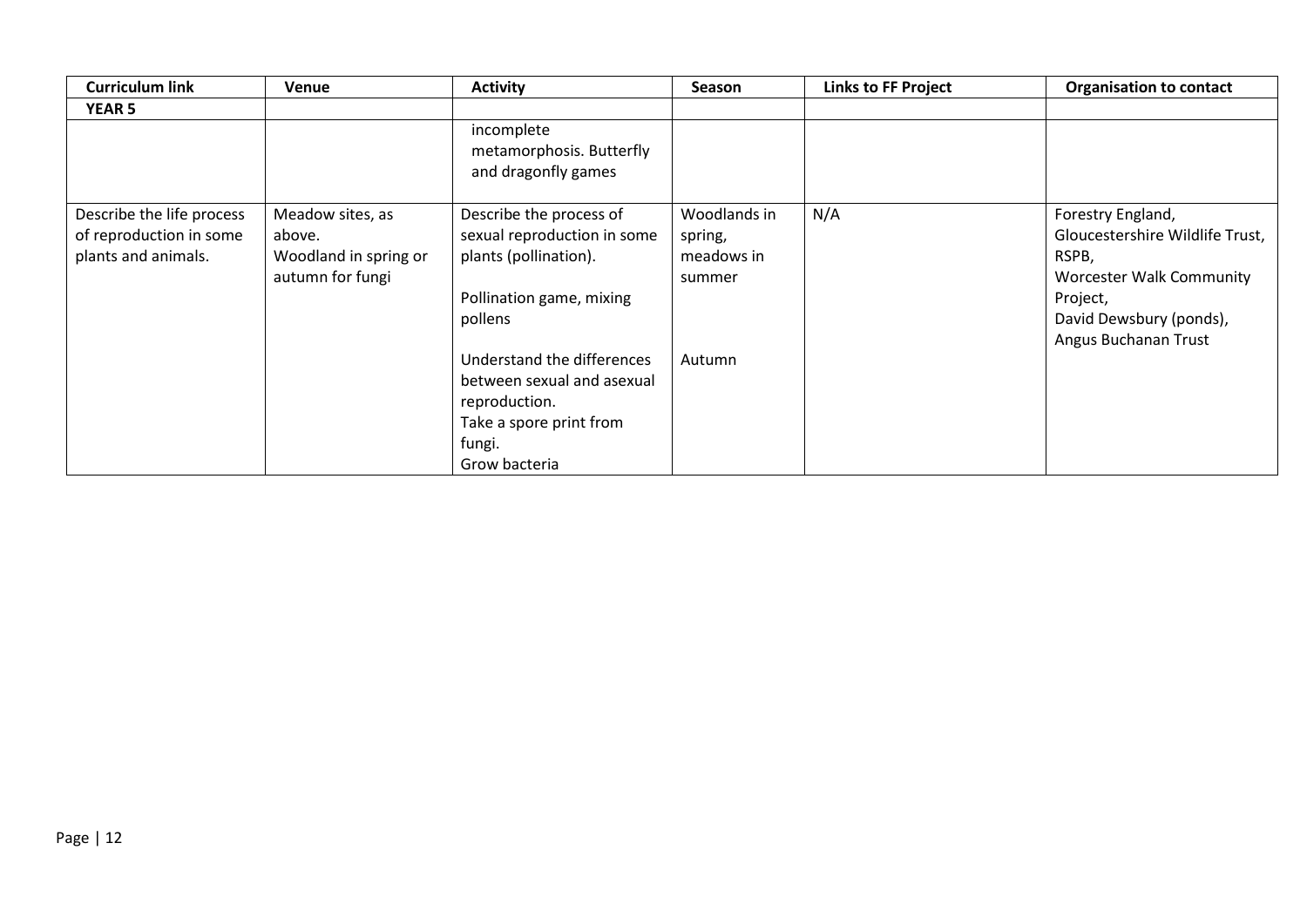| Curriculum link | Venue | Activity | Season | Links to FF Project | Organisation to contact |
|---|---|---|---|---|---|
| **YEAR 5** | | | | | |
| | | incomplete metamorphosis. Butterfly and dragonfly games | | | |
| Describe the life process of reproduction in some plants and animals. | Meadow sites, as above. Woodland in spring or autumn for fungi | Describe the process of sexual reproduction in some plants (pollination). Pollination game, mixing pollens Understand the differences between sexual and asexual reproduction. Take a spore print from fungi. Grow bacteria | Woodlands in spring, meadows in summer Autumn | N/A | Forestry England, Gloucestershire Wildlife Trust, RSPB, Worcester Walk Community Project, David Dewsbury (ponds), Angus Buchanan Trust |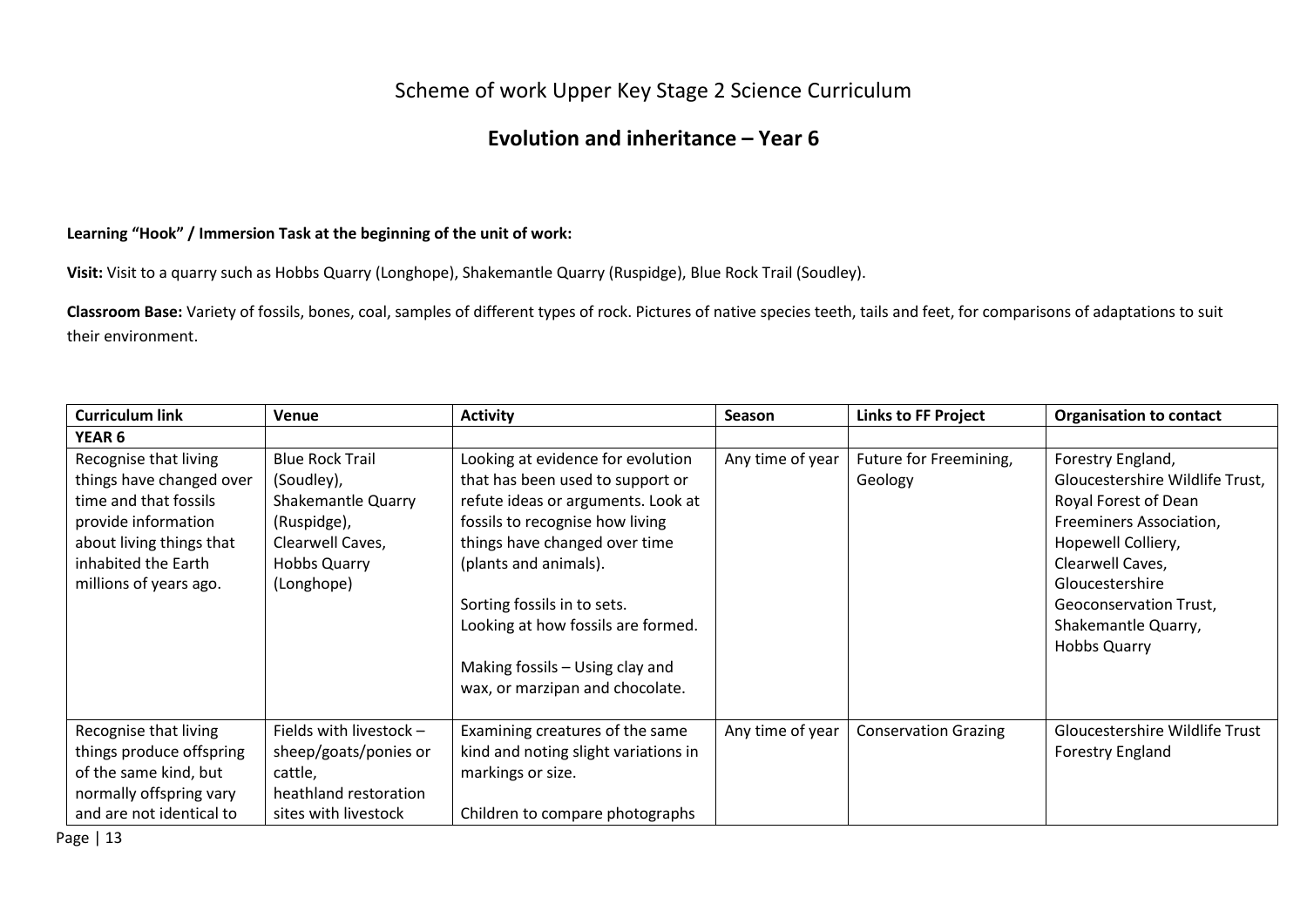# Scheme of work Upper Key Stage 2 Science Curriculum

## Evolution and inheritance – Year 6

**Learning "Hook" / Immersion Task at the beginning of the unit of work:**

**Visit:** Visit to a quarry such as Hobbs Quarry (Longhope), Shakemantle Quarry (Ruspidge), Blue Rock Trail (Soudley).

**Classroom Base:** Variety of fossils, bones, coal, samples of different types of rock. Pictures of native species teeth, tails and feet, for comparisons of adaptations to suit their environment.

| Curriculum link | Venue | Activity | Season | Links to FF Project | Organisation to contact |
|---|---|---|---|---|---|
| **YEAR 6** | | | | | |
| Recognise that living things have changed over time and that fossils provide information about living things that inhabited the Earth millions of years ago. | Blue Rock Trail (Soudley), Shakemantle Quarry (Ruspidge), Clearwell Caves, Hobbs Quarry (Longhope) | Looking at evidence for evolution that has been used to support or refute ideas or arguments. Look at fossils to recognise how living things have changed over time (plants and animals).<br><br>Sorting fossils in to sets.<br>Looking at how fossils are formed.<br><br>Making fossils – Using clay and wax, or marzipan and chocolate. | Any time of year | Future for Freemining, Geology | Forestry England, Gloucestershire Wildlife Trust, Royal Forest of Dean Freeminers Association, Hopewell Colliery, Clearwell Caves, Gloucestershire Geoconservation Trust, Shakemantle Quarry, Hobbs Quarry |
| Recognise that living things produce offspring of the same kind, but normally offspring vary and are not identical to | Fields with livestock – sheep/goats/ponies or cattle, heathland restoration sites with livestock | Examining creatures of the same kind and noting slight variations in markings or size.<br><br>Children to compare photographs | Any time of year | Conservation Grazing | Gloucestershire Wildlife Trust Forestry England |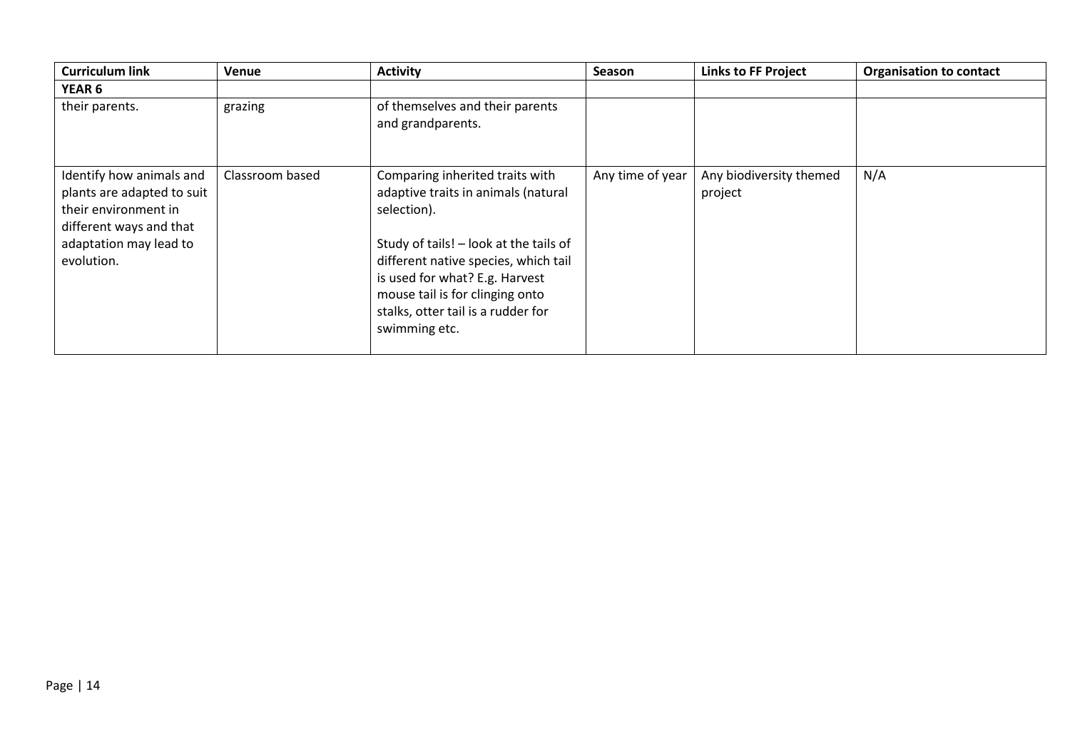| Curriculum link | Venue | Activity | Season | Links to FF Project | Organisation to contact |
|---|---|---|---|---|---|
| **YEAR 6** | | | | | |
| their parents. | grazing | of themselves and their parents and grandparents. | | | |
| Identify how animals and plants are adapted to suit their environment in different ways and that adaptation may lead to evolution. | Classroom based | Comparing inherited traits with adaptive traits in animals (natural selection).<br><br>Study of tails! – look at the tails of different native species, which tail is used for what? E.g. Harvest mouse tail is for clinging onto stalks, otter tail is a rudder for swimming etc. | Any time of year | Any biodiversity themed project | N/A |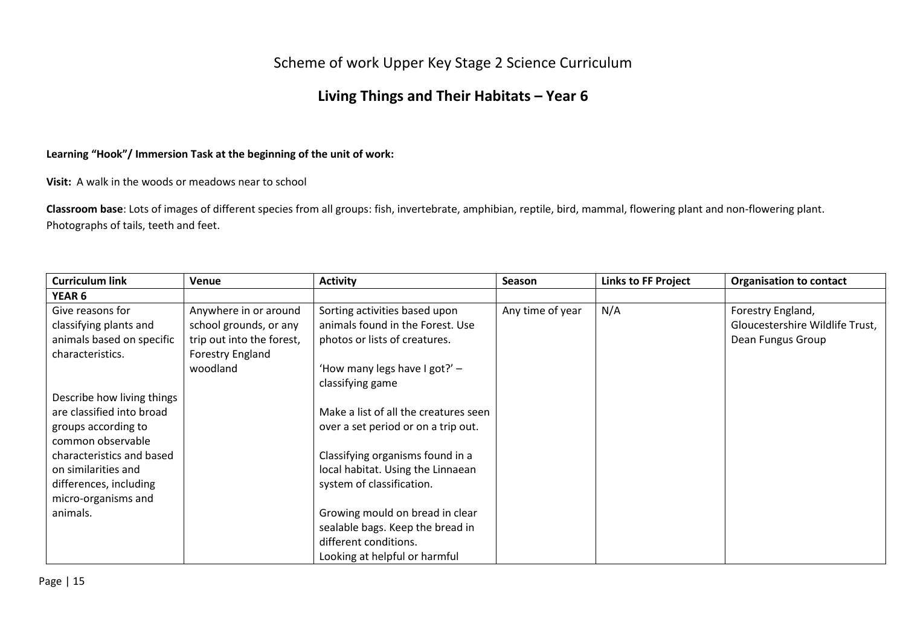# Scheme of work Upper Key Stage 2 Science Curriculum

## Living Things and Their Habitats – Year 6

**Learning "Hook"/ Immersion Task at the beginning of the unit of work:**

**Visit:** A walk in the woods or meadows near to school

**Classroom base**: Lots of images of different species from all groups: fish, invertebrate, amphibian, reptile, bird, mammal, flowering plant and non-flowering plant. Photographs of tails, teeth and feet.

| Curriculum link | Venue | Activity | Season | Links to FF Project | Organisation to contact |
|---|---|---|---|---|---|
| **YEAR 6** | | | | | |
| Give reasons for classifying plants and animals based on specific characteristics.<br><br>Describe how living things are classified into broad groups according to common observable characteristics and based on similarities and differences, including micro-organisms and animals. | Anywhere in or around school grounds, or any trip out into the forest, Forestry England woodland | Sorting activities based upon animals found in the Forest. Use photos or lists of creatures.<br><br>'How many legs have I got?' – classifying game<br><br>Make a list of all the creatures seen over a set period or on a trip out.<br><br>Classifying organisms found in a local habitat. Using the Linnaean system of classification.<br><br>Growing mould on bread in clear sealable bags. Keep the bread in different conditions.<br>Looking at helpful or harmful | Any time of year | N/A | Forestry England, Gloucestershire Wildlife Trust, Dean Fungus Group |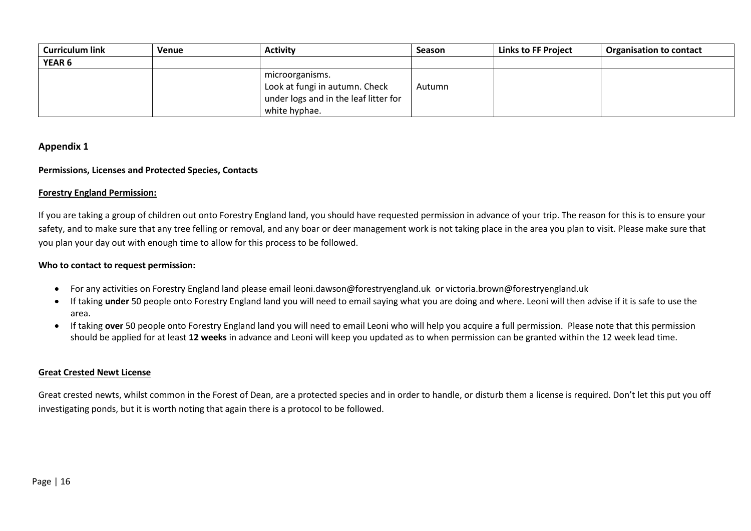| Curriculum link | Venue | Activity | Season | Links to FF Project | Organisation to contact |
|---|---|---|---|---|---|
| **YEAR 6** | | | | | |
| | | microorganisms. Look at fungi in autumn. Check under logs and in the leaf litter for white hyphae. | Autumn | | |

## Appendix 1

**Permissions, Licenses and Protected Species, Contacts**

**Forestry England Permission:**

If you are taking a group of children out onto Forestry England land, you should have requested permission in advance of your trip. The reason for this is to ensure your safety, and to make sure that any tree felling or removal, and any boar or deer management work is not taking place in the area you plan to visit. Please make sure that you plan your day out with enough time to allow for this process to be followed.

**Who to contact to request permission:**

- For any activities on Forestry England land please email leoni.dawson@forestryengland.uk or victoria.brown@forestryengland.uk
- If taking **under** 50 people onto Forestry England land you will need to email saying what you are doing and where. Leoni will then advise if it is safe to use the area.
- If taking **over** 50 people onto Forestry England land you will need to email Leoni who will help you acquire a full permission. Please note that this permission should be applied for at least **12 weeks** in advance and Leoni will keep you updated as to when permission can be granted within the 12 week lead time.

**Great Crested Newt License**

Great crested newts, whilst common in the Forest of Dean, are a protected species and in order to handle, or disturb them a license is required. Don't let this put you off investigating ponds, but it is worth noting that again there is a protocol to be followed.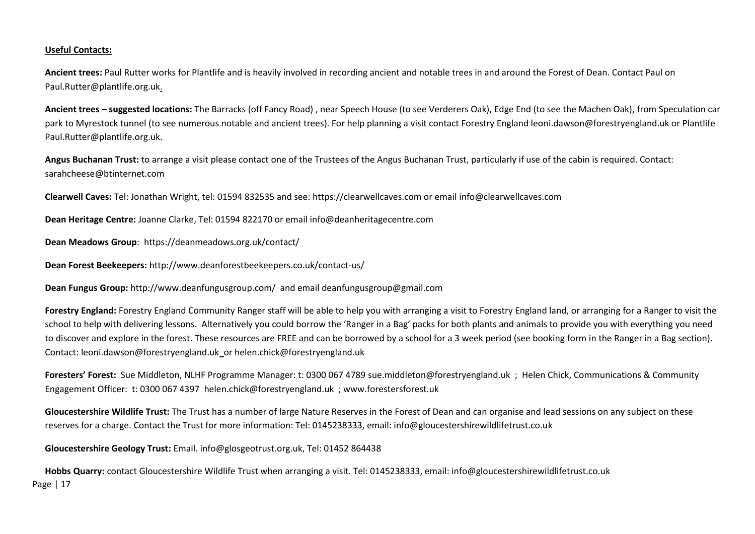**Useful Contacts:**

**Ancient trees:** Paul Rutter works for Plantlife and is heavily involved in recording ancient and notable trees in and around the Forest of Dean. Contact Paul on Paul.Rutter@plantlife.org.uk.

**Ancient trees – suggested locations:** The Barracks (off Fancy Road) , near Speech House (to see Verderers Oak), Edge End (to see the Machen Oak), from Speculation car park to Myrestock tunnel (to see numerous notable and ancient trees). For help planning a visit contact Forestry England leoni.dawson@forestryengland.uk or Plantlife Paul.Rutter@plantlife.org.uk.

**Angus Buchanan Trust:** to arrange a visit please contact one of the Trustees of the Angus Buchanan Trust, particularly if use of the cabin is required. Contact: sarahcheese@btinternet.com

**Clearwell Caves:** Tel: Jonathan Wright, tel: 01594 832535 and see: https://clearwellcaves.com or email info@clearwellcaves.com

**Dean Heritage Centre:** Joanne Clarke, Tel: 01594 822170 or email info@deanheritagecentre.com

**Dean Meadows Group**: https://deanmeadows.org.uk/contact/

**Dean Forest Beekeepers:** http://www.deanforestbeekeepers.co.uk/contact-us/

**Dean Fungus Group:** http://www.deanfungusgroup.com/ and email deanfungusgroup@gmail.com

**Forestry England:** Forestry England Community Ranger staff will be able to help you with arranging a visit to Forestry England land, or arranging for a Ranger to visit the school to help with delivering lessons. Alternatively you could borrow the 'Ranger in a Bag' packs for both plants and animals to provide you with everything you need to discover and explore in the forest. These resources are FREE and can be borrowed by a school for a 3 week period (see booking form in the Ranger in a Bag section). Contact: leoni.dawson@forestryengland.uk or helen.chick@forestryengland.uk

**Foresters' Forest:** Sue Middleton, NLHF Programme Manager: t: 0300 067 4789 sue.middleton@forestryengland.uk ; Helen Chick, Communications & Community Engagement Officer: t: 0300 067 4397 helen.chick@forestryengland.uk ; www.forestersforest.uk

**Gloucestershire Wildlife Trust:** The Trust has a number of large Nature Reserves in the Forest of Dean and can organise and lead sessions on any subject on these reserves for a charge. Contact the Trust for more information: Tel: 0145238333, email: info@gloucestershirewildlifetrust.co.uk

**Gloucestershire Geology Trust:** Email. info@glosgeotrust.org.uk, Tel: 01452 864438

**Hobbs Quarry:** contact Gloucestershire Wildlife Trust when arranging a visit. Tel: 0145238333, email: info@gloucestershirewildlifetrust.co.uk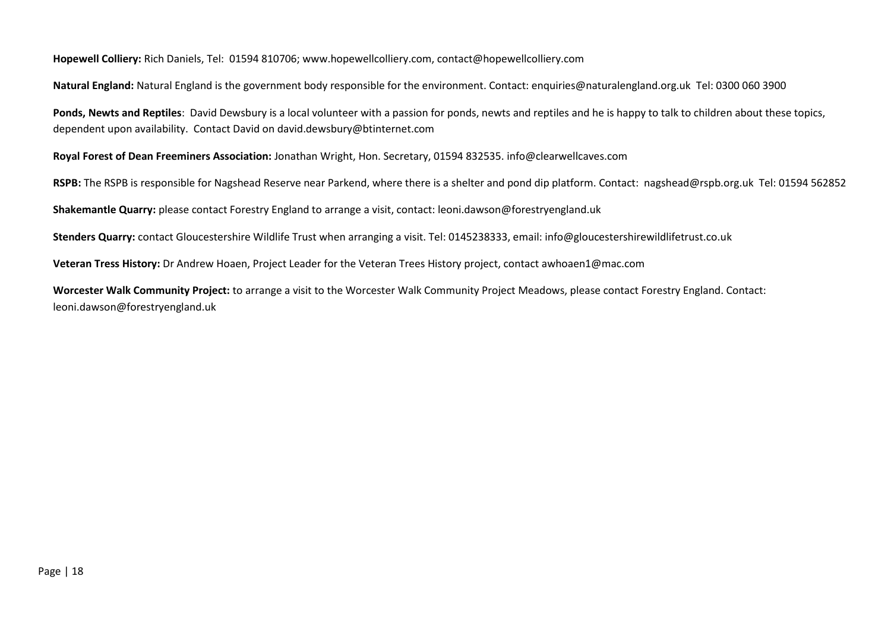**Hopewell Colliery:** Rich Daniels, Tel: 01594 810706; www.hopewellcolliery.com, contact@hopewellcolliery.com

**Natural England:** Natural England is the government body responsible for the environment. Contact: enquiries@naturalengland.org.uk Tel: 0300 060 3900

**Ponds, Newts and Reptiles**: David Dewsbury is a local volunteer with a passion for ponds, newts and reptiles and he is happy to talk to children about these topics, dependent upon availability. Contact David on david.dewsbury@btinternet.com

**Royal Forest of Dean Freeminers Association:** Jonathan Wright, Hon. Secretary, 01594 832535. info@clearwellcaves.com

**RSPB:** The RSPB is responsible for Nagshead Reserve near Parkend, where there is a shelter and pond dip platform. Contact: nagshead@rspb.org.uk Tel: 01594 562852

**Shakemantle Quarry:** please contact Forestry England to arrange a visit, contact: leoni.dawson@forestryengland.uk

**Stenders Quarry:** contact Gloucestershire Wildlife Trust when arranging a visit. Tel: 0145238333, email: info@gloucestershirewildlifetrust.co.uk

**Veteran Tress History:** Dr Andrew Hoaen, Project Leader for the Veteran Trees History project, contact awhoaen1@mac.com

**Worcester Walk Community Project:** to arrange a visit to the Worcester Walk Community Project Meadows, please contact Forestry England. Contact: leoni.dawson@forestryengland.uk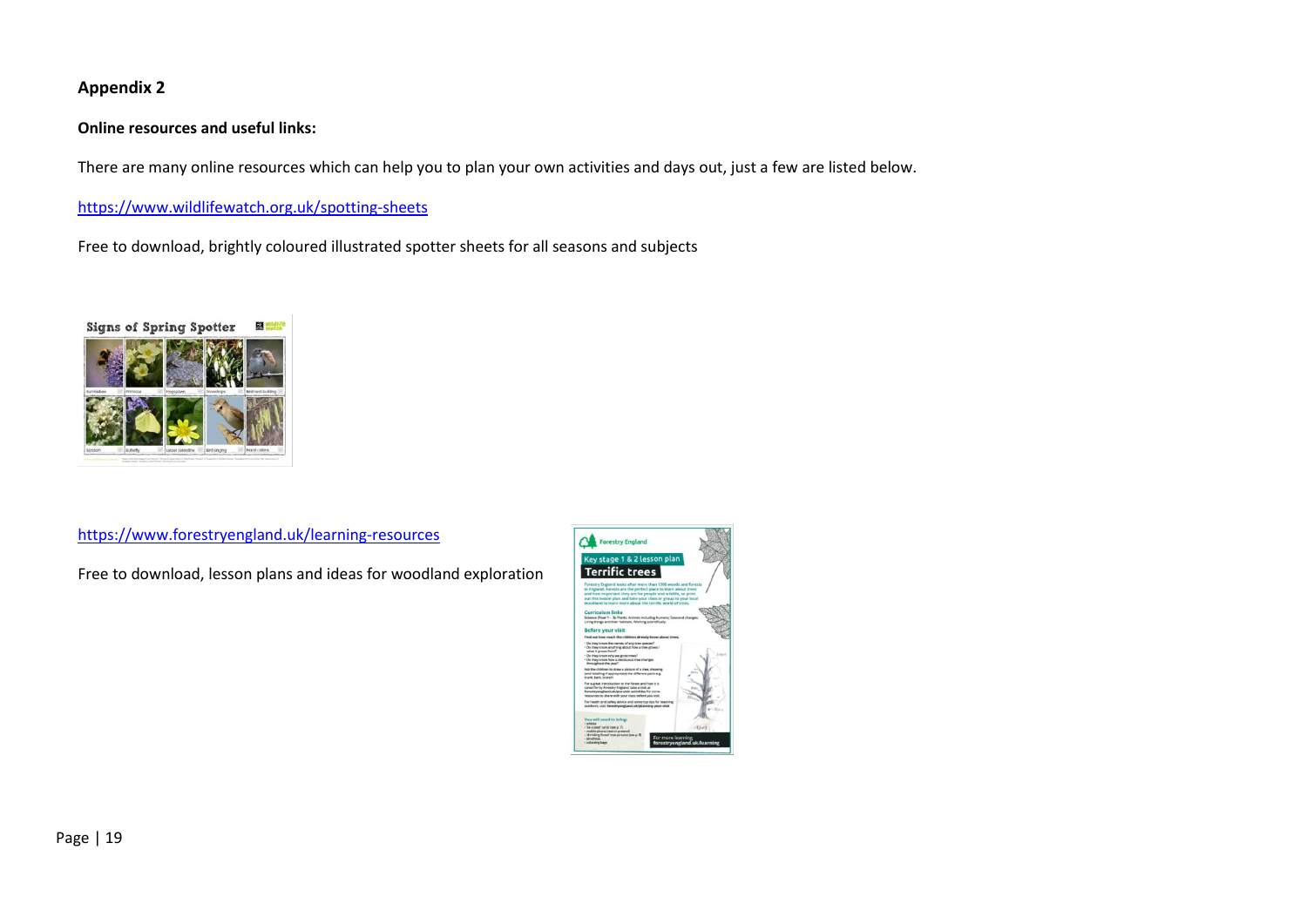## Appendix 2

**Online resources and useful links:**

There are many online resources which can help you to plan your own activities and days out, just a few are listed below.

https://www.wildlifewatch.org.uk/spotting-sheets

Free to download, brightly coloured illustrated spotter sheets for all seasons and subjects

https://www.forestryengland.uk/learning-resources

Free to download, lesson plans and ideas for woodland exploration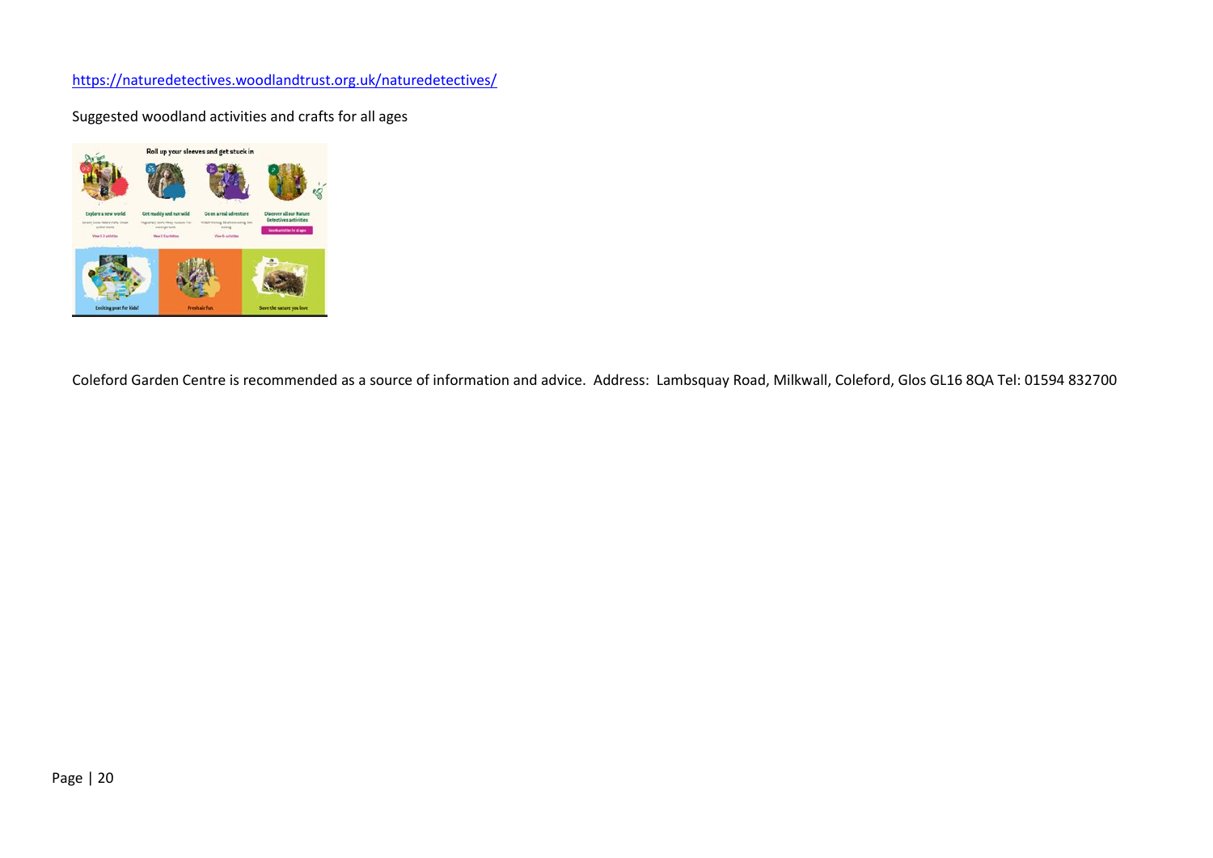https://naturedetectives.woodlandtrust.org.uk/naturedetectives/

Suggested woodland activities and crafts for all ages

Coleford Garden Centre is recommended as a source of information and advice.  Address:  Lambsquay Road, Milkwall, Coleford, Glos GL16 8QA Tel: 01594 832700